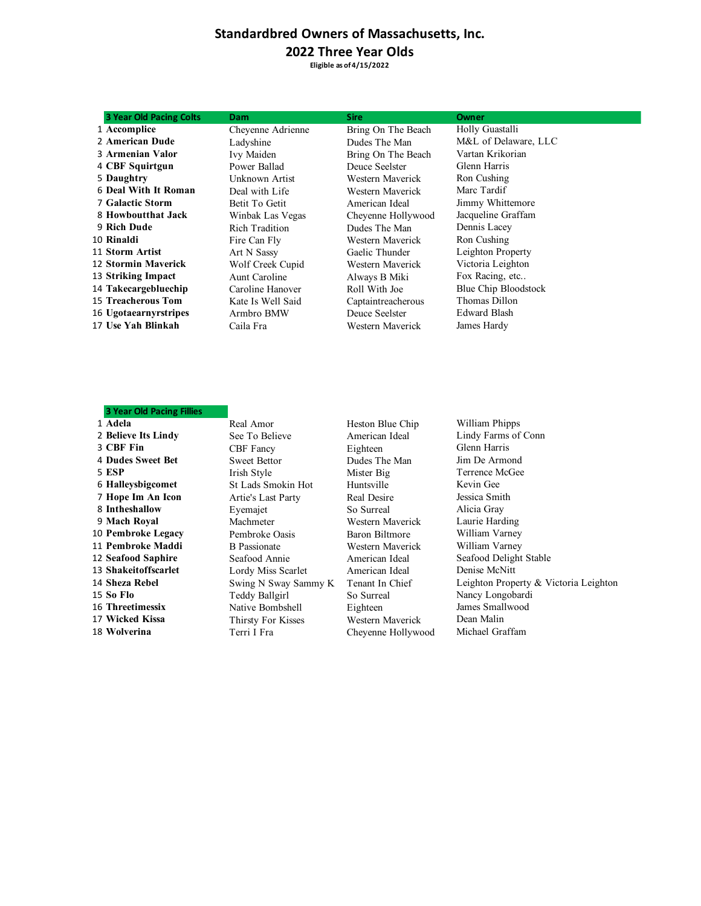# Standardbred Owners of Massachusetts, Inc.

## 2022 Three Year Olds

**Eligible as of 4/15/2022**

| | 3 Year Old Pacing Colts | Dam | Sire | Owner |
|---|---|---|---|---|
| 1 | **Accomplice** | Cheyenne Adrienne | Bring On The Beach | Holly Guastalli |
| 2 | **American Dude** | Ladyshine | Dudes The Man | M&L of Delaware, LLC |
| 3 | **Armenian Valor** | Ivy Maiden | Bring On The Beach | Vartan Krikorian |
| 4 | **CBF Squirtgun** | Power Ballad | Deuce Seelster | Glenn Harris |
| 5 | **Daughtry** | Unknown Artist | Western Maverick | Ron Cushing |
| 6 | **Deal With It Roman** | Deal with Life | Western Maverick | Marc Tardif |
| 7 | **Galactic Storm** | Betit To Getit | American Ideal | Jimmy Whittemore |
| 8 | **Howboutthat Jack** | Winbak Las Vegas | Cheyenne Hollywood | Jacqueline Graffam |
| 9 | **Rich Dude** | Rich Tradition | Dudes The Man | Dennis Lacey |
| 10 | **Rinaldi** | Fire Can Fly | Western Maverick | Ron Cushing |
| 11 | **Storm Artist** | Art N Sassy | Gaelic Thunder | Leighton Property |
| 12 | **Stormin Maverick** | Wolf Creek Cupid | Western Maverick | Victoria Leighton |
| 13 | **Striking Impact** | Aunt Caroline | Always B Miki | Fox Racing, etc.. |
| 14 | **Takecargebluechip** | Caroline Hanover | Roll With Joe | Blue Chip Bloodstock |
| 15 | **Treacherous Tom** | Kate Is Well Said | Captaintreacherous | Thomas Dillon |
| 16 | **Ugotaearnyrstripes** | Armbro BMW | Deuce Seelster | Edward Blash |
| 17 | **Use Yah Blinkah** | Caila Fra | Western Maverick | James Hardy |

| | 3 Year Old Pacing Fillies | Dam | Sire | Owner |
|---|---|---|---|---|
| 1 | **Adela** | Real Amor | Heston Blue Chip | William Phipps |
| 2 | **Believe Its Lindy** | See To Believe | American Ideal | Lindy Farms of Conn |
| 3 | **CBF Fin** | CBF Fancy | Eighteen | Glenn Harris |
| 4 | **Dudes Sweet Bet** | Sweet Bettor | Dudes The Man | Jim De Armond |
| 5 | **ESP** | Irish Style | Mister Big | Terrence McGee |
| 6 | **Halleysbigcomet** | St Lads Smokin Hot | Huntsville | Kevin Gee |
| 7 | **Hope Im An Icon** | Artie's Last Party | Real Desire | Jessica Smith |
| 8 | **Intheshallow** | Eyemajet | So Surreal | Alicia Gray |
| 9 | **Mach Royal** | Machmeter | Western Maverick | Laurie Harding |
| 10 | **Pembroke Legacy** | Pembroke Oasis | Baron Biltmore | William Varney |
| 11 | **Pembroke Maddi** | B Passionate | Western Maverick | William Varney |
| 12 | **Seafood Saphire** | Seafood Annie | American Ideal | Seafood Delight Stable |
| 13 | **Shakeitoffscarlet** | Lordy Miss Scarlet | American Ideal | Denise McNitt |
| 14 | **Sheza Rebel** | Swing N Sway Sammy K | Tenant In Chief | Leighton Property & Victoria Leighton |
| 15 | **So Flo** | Teddy Ballgirl | So Surreal | Nancy Longobardi |
| 16 | **Threetimessix** | Native Bombshell | Eighteen | James Smallwood |
| 17 | **Wicked Kissa** | Thirsty For Kisses | Western Maverick | Dean Malin |
| 18 | **Wolverina** | Terri I Fra | Cheyenne Hollywood | Michael Graffam |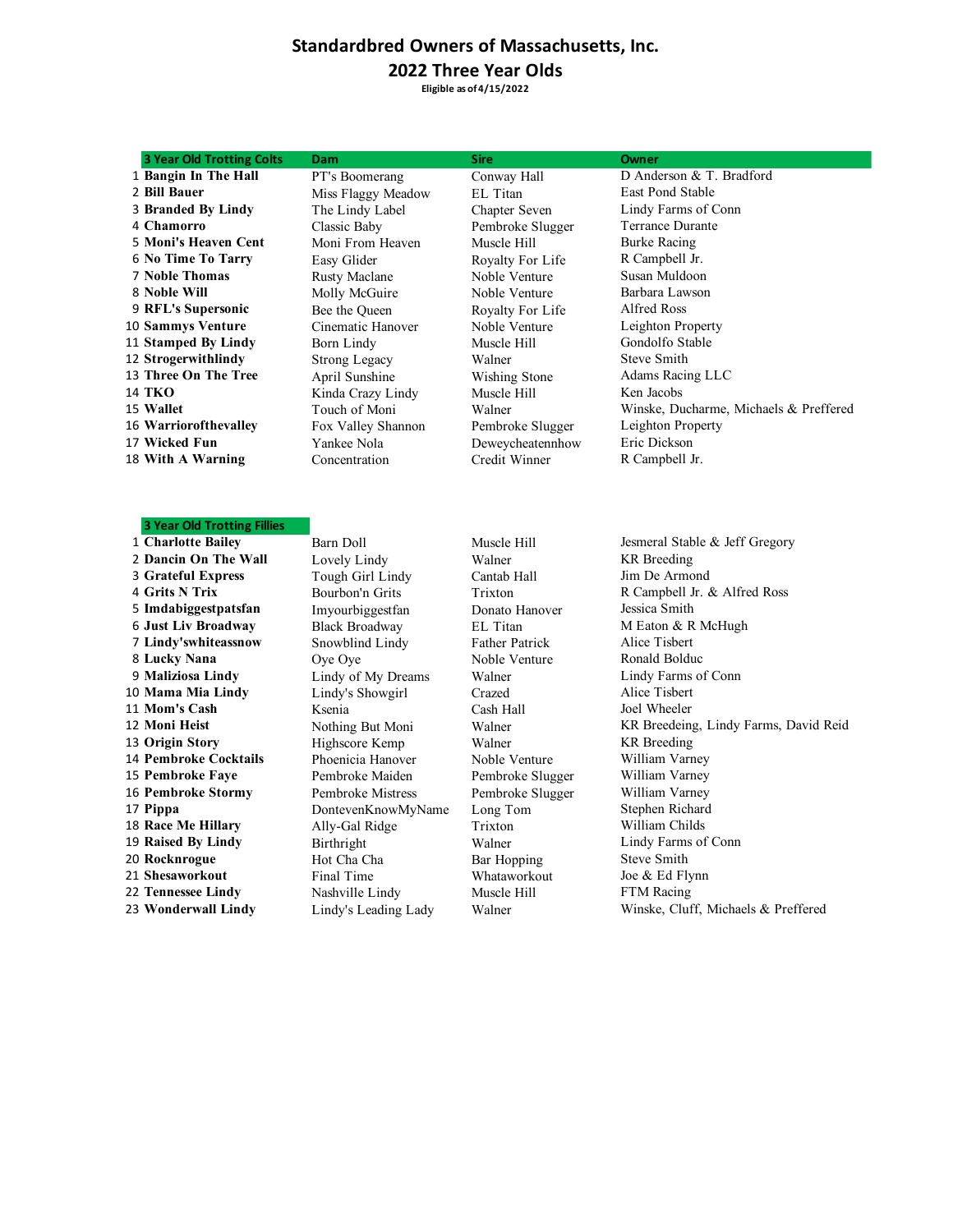# Standardbred Owners of Massachusetts, Inc.

## 2022 Three Year Olds

**Eligible as of 4/15/2022**

| | 3 Year Old Trotting Colts | Dam | Sire | Owner |
|---|---|---|---|---|
| 1 | **Bangin In The Hall** | PT's Boomerang | Conway Hall | D Anderson & T. Bradford |
| 2 | **Bill Bauer** | Miss Flaggy Meadow | EL Titan | East Pond Stable |
| 3 | **Branded By Lindy** | The Lindy Label | Chapter Seven | Lindy Farms of Conn |
| 4 | **Chamorro** | Classic Baby | Pembroke Slugger | Terrance Durante |
| 5 | **Moni's Heaven Cent** | Moni From Heaven | Muscle Hill | Burke Racing |
| 6 | **No Time To Tarry** | Easy Glider | Royalty For Life | R Campbell Jr. |
| 7 | **Noble Thomas** | Rusty Maclane | Noble Venture | Susan Muldoon |
| 8 | **Noble Will** | Molly McGuire | Noble Venture | Barbara Lawson |
| 9 | **RFL's Supersonic** | Bee the Queen | Royalty For Life | Alfred Ross |
| 10 | **Sammys Venture** | Cinematic Hanover | Noble Venture | Leighton Property |
| 11 | **Stamped By Lindy** | Born Lindy | Muscle Hill | Gondolfo Stable |
| 12 | **Strogerwithlindy** | Strong Legacy | Walner | Steve Smith |
| 13 | **Three On The Tree** | April Sunshine | Wishing Stone | Adams Racing LLC |
| 14 | **TKO** | Kinda Crazy Lindy | Muscle Hill | Ken Jacobs |
| 15 | **Wallet** | Touch of Moni | Walner | Winske, Ducharme, Michaels & Preffered |
| 16 | **Warriorofthevalley** | Fox Valley Shannon | Pembroke Slugger | Leighton Property |
| 17 | **Wicked Fun** | Yankee Nola | Deweycheatennhow | Eric Dickson |
| 18 | **With A Warning** | Concentration | Credit Winner | R Campbell Jr. |

| | 3 Year Old Trotting Fillies | | | |
|---|---|---|---|---|
| 1 | **Charlotte Bailey** | Barn Doll | Muscle Hill | Jesmeral Stable & Jeff Gregory |
| 2 | **Dancin On The Wall** | Lovely Lindy | Walner | KR Breeding |
| 3 | **Grateful Express** | Tough Girl Lindy | Cantab Hall | Jim De Armond |
| 4 | **Grits N Trix** | Bourbon'n Grits | Trixton | R Campbell Jr. & Alfred Ross |
| 5 | **Imdabiggestpatsfan** | Imyourbiggestfan | Donato Hanover | Jessica Smith |
| 6 | **Just Liv Broadway** | Black Broadway | EL Titan | M Eaton & R McHugh |
| 7 | **Lindy'swhiteassnow** | Snowblind Lindy | Father Patrick | Alice Tisbert |
| 8 | **Lucky Nana** | Oye Oye | Noble Venture | Ronald Bolduc |
| 9 | **Maliziosa Lindy** | Lindy of My Dreams | Walner | Lindy Farms of Conn |
| 10 | **Mama Mia Lindy** | Lindy's Showgirl | Crazed | Alice Tisbert |
| 11 | **Mom's Cash** | Ksenia | Cash Hall | Joel Wheeler |
| 12 | **Moni Heist** | Nothing But Moni | Walner | KR Breedeing, Lindy Farms, David Reid |
| 13 | **Origin Story** | Highscore Kemp | Walner | KR Breeding |
| 14 | **Pembroke Cocktails** | Phoenicia Hanover | Noble Venture | William Varney |
| 15 | **Pembroke Faye** | Pembroke Maiden | Pembroke Slugger | William Varney |
| 16 | **Pembroke Stormy** | Pembroke Mistress | Pembroke Slugger | William Varney |
| 17 | **Pippa** | DontevenKnowMyName | Long Tom | Stephen Richard |
| 18 | **Race Me Hillary** | Ally-Gal Ridge | Trixton | William Childs |
| 19 | **Raised By Lindy** | Birthright | Walner | Lindy Farms of Conn |
| 20 | **Rocknrogue** | Hot Cha Cha | Bar Hopping | Steve Smith |
| 21 | **Shesaworkout** | Final Time | Whataworkout | Joe & Ed Flynn |
| 22 | **Tennessee Lindy** | Nashville Lindy | Muscle Hill | FTM Racing |
| 23 | **Wonderwall Lindy** | Lindy's Leading Lady | Walner | Winske, Cluff, Michaels & Preffered |